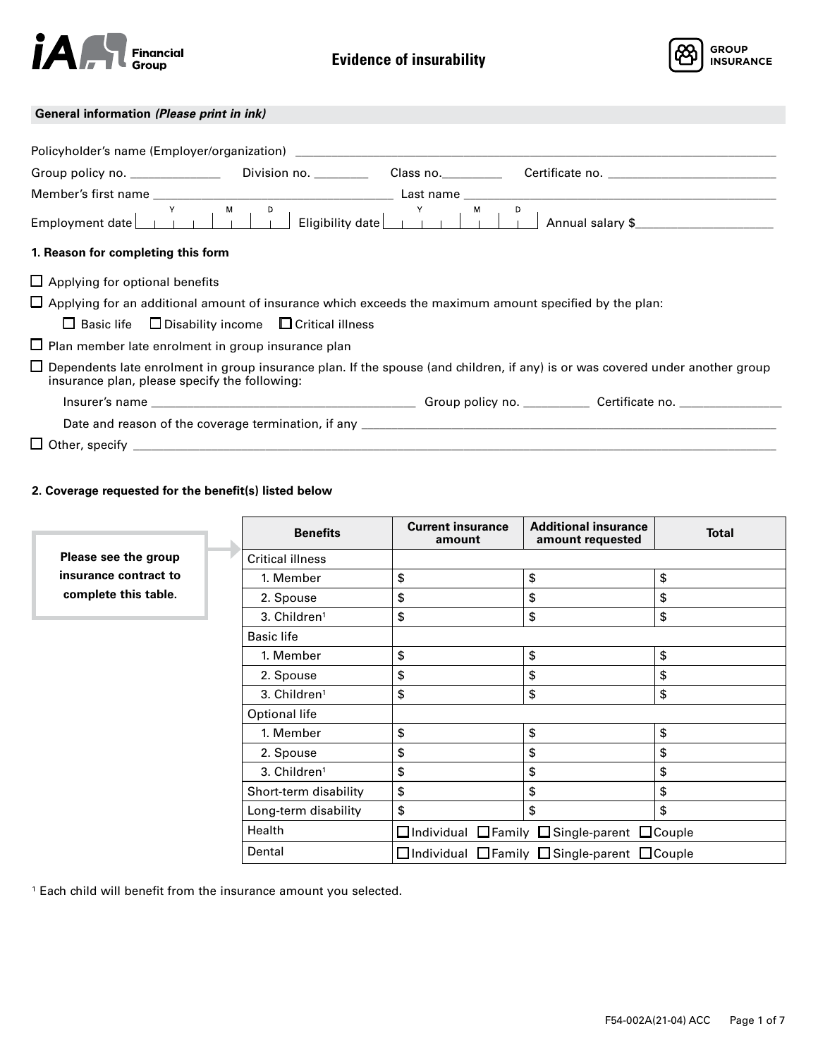iA Financial Group

# Evidence of insurability

GROUP INSURANCE

## General information *(Please print in ink)*

Policyholder's name (Employer/organization) ______________________________

Group policy no. ____________ Division no. ________ Class no. _________ Certificate no. ________________________

Member's first name ________________________ Last name ________________________

Employment date Y | M | D Eligibility date Y | M | D Annual salary $____________________

### 1. Reason for completing this form

☐ Applying for optional benefits

☐ Applying for an additional amount of insurance which exceeds the maximum amount specified by the plan:

☐ Basic life ☐ Disability income ☐ Critical illness

☐ Plan member late enrolment in group insurance plan

☐ Dependents late enrolment in group insurance plan. If the spouse (and children, if any) is or was covered under another group insurance plan, please specify the following:

Insurer's name ________________________ Group policy no. __________ Certificate no. ______________

Date and reason of the coverage termination, if any ________________________________

☐ Other, specify ________________________________

### 2. Coverage requested for the benefit(s) listed below

**Please see the group insurance contract to complete this table.**

| Benefits | Current insurance amount | Additional insurance amount requested | Total |
|---|---|---|---|
| Critical illness | | | |
| 1. Member | $ | $ | $ |
| 2. Spouse | $ | $ | $ |
| 3. Children[1] | $ | $ | $ |
| Basic life | | | |
| 1. Member | $ | $ | $ |
| 2. Spouse | $ | $ | $ |
| 3. Children[1] | $ | $ | $ |
| Optional life | | | |
| 1. Member | $ | $ | $ |
| 2. Spouse | $ | $ | $ |
| 3. Children[1] | $ | $ | $ |
| Short-term disability | $ | $ | $ |
| Long-term disability | $ | $ | $ |
| Health | ☐ Individual ☐ Family ☐ Single-parent ☐ Couple | | |
| Dental | ☐ Individual ☐ Family ☐ Single-parent ☐ Couple | | |

[1] Each child will benefit from the insurance amount you selected.

F54-002A(21-04) ACC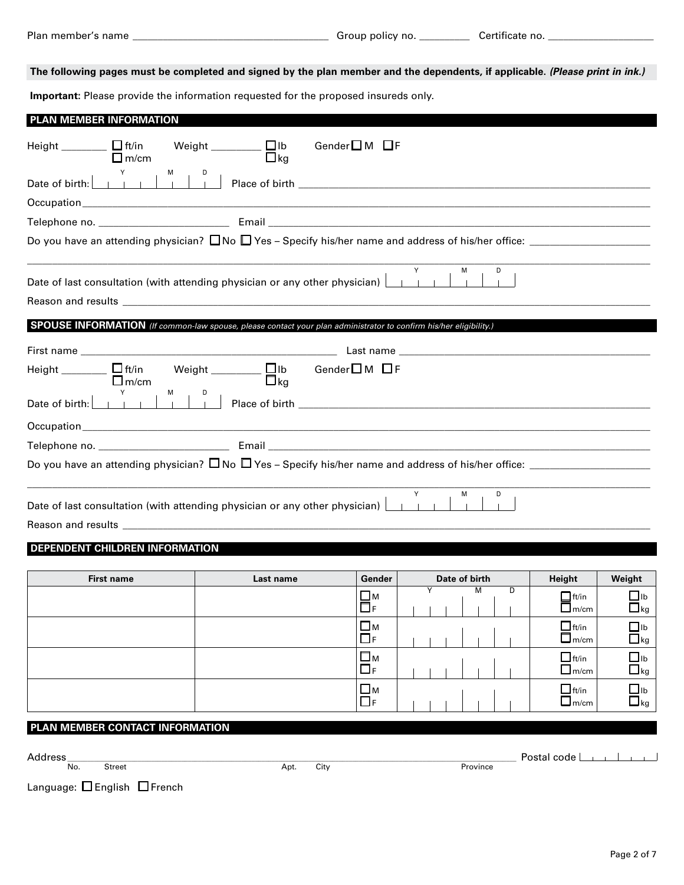Plan member's name ___________________________ Group policy no. _________ Certificate no. ___________________

**The following pages must be completed and signed by the plan member and the dependents, if applicable. *(Please print in ink.)***

**Important:** Please provide the information requested for the proposed insureds only.

## PLAN MEMBER INFORMATION

Height ________ ☐ ft/in ☐ m/cm Weight _________ ☐ lb ☐ kg Gender ☐ M ☐ F

Date of birth: Y | M | D Place of birth ___________________________

Occupation ___________________________

Telephone no. _______________________ Email ___________________________

Do you have an attending physician? ☐ No ☐ Yes – Specify his/her name and address of his/her office: _____________________

___________________________

Date of last consultation (with attending physician or any other physician) Y | M | D

Reason and results ___________________________

## SPOUSE INFORMATION *(If common-law spouse, please contact your plan administrator to confirm his/her eligibility.)*

First name ___________________________ Last name ___________________________

Height ________ ☐ ft/in ☐ m/cm Weight _________ ☐ lb ☐ kg Gender ☐ M ☐ F

Date of birth: Y | M | D Place of birth ___________________________

Occupation ___________________________

Telephone no. _______________________ Email ___________________________

Do you have an attending physician? ☐ No ☐ Yes – Specify his/her name and address of his/her office: _____________________

___________________________

Date of last consultation (with attending physician or any other physician) Y | M | D

Reason and results ___________________________

## DEPENDENT CHILDREN INFORMATION

| First name | Last name | Gender | Date of birth | Height | Weight |
|---|---|---|---|---|---|
| | | ☐ M ☐ F | Y M D | ☐ ft/in ☐ m/cm | ☐ lb ☐ kg |
| | | ☐ M ☐ F | | ☐ ft/in ☐ m/cm | ☐ lb ☐ kg |
| | | ☐ M ☐ F | | ☐ ft/in ☐ m/cm | ☐ lb ☐ kg |
| | | ☐ M ☐ F | | ☐ ft/in ☐ m/cm | ☐ lb ☐ kg |

## PLAN MEMBER CONTACT INFORMATION

Address ___________________________ Postal code
No. Street Apt. City Province

Language: ☐ English ☐ French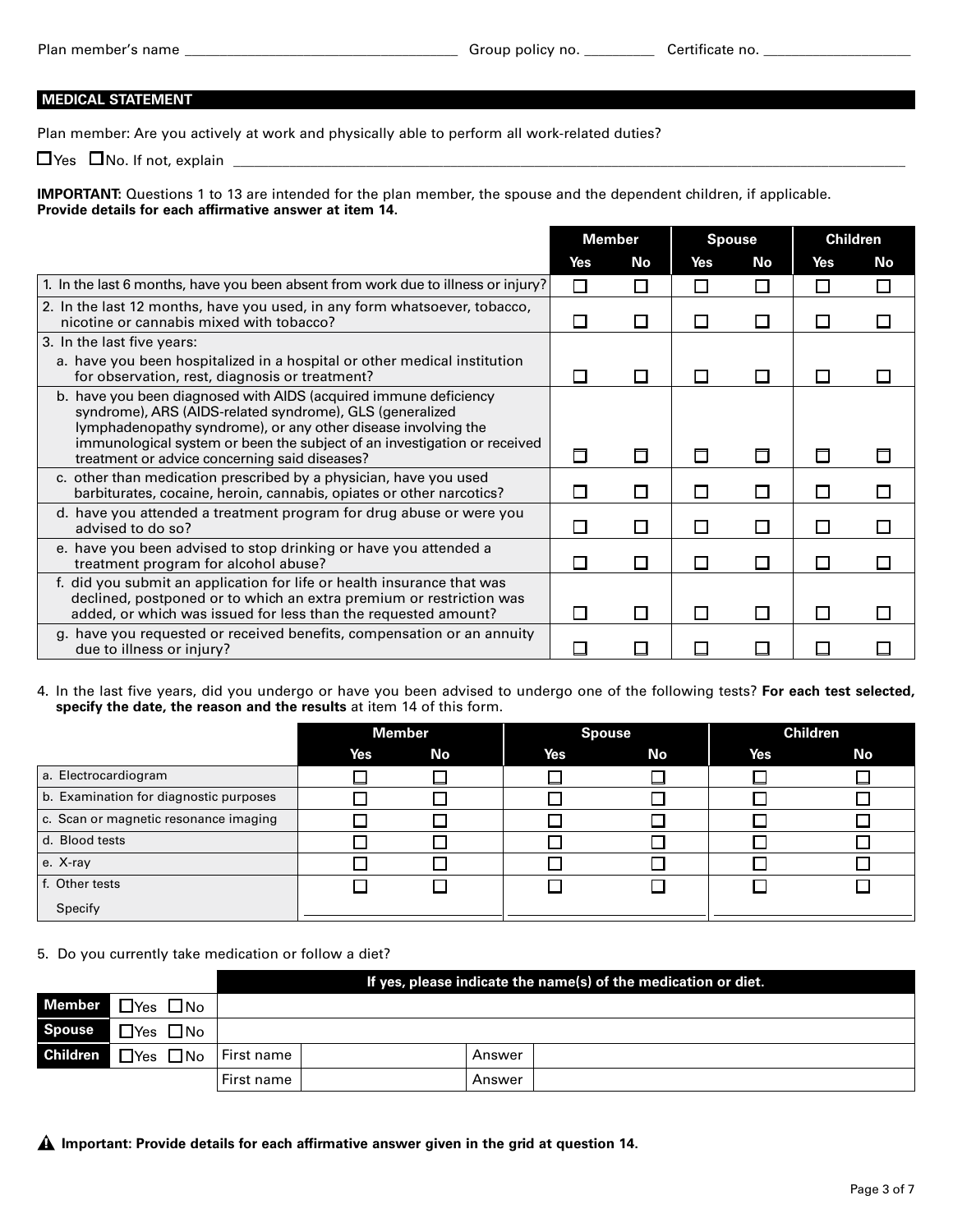Plan member's name ______________________ Group policy no. _________ Certificate no. ___________________

## MEDICAL STATEMENT

Plan member: Are you actively at work and physically able to perform all work-related duties?

☐ Yes ☐ No. If not, explain ________________________________________________

**IMPORTANT:** Questions 1 to 13 are intended for the plan member, the spouse and the dependent children, if applicable.
**Provide details for each affirmative answer at item 14.**

| | Member | | Spouse | | Children | |
|---|---|---|---|---|---|---|
| | Yes | No | Yes | No | Yes | No |
| 1. In the last 6 months, have you been absent from work due to illness or injury? | ☐ | ☐ | ☐ | ☐ | ☐ | ☐ |
| 2. In the last 12 months, have you used, in any form whatsoever, tobacco, nicotine or cannabis mixed with tobacco? | ☐ | ☐ | ☐ | ☐ | ☐ | ☐ |
| 3. In the last five years: | | | | | | |
| a. have you been hospitalized in a hospital or other medical institution for observation, rest, diagnosis or treatment? | ☐ | ☐ | ☐ | ☐ | ☐ | ☐ |
| b. have you been diagnosed with AIDS (acquired immune deficiency syndrome), ARS (AIDS-related syndrome), GLS (generalized lymphadenopathy syndrome), or any other disease involving the immunological system or been the subject of an investigation or received treatment or advice concerning said diseases? | ☐ | ☐ | ☐ | ☐ | ☐ | ☐ |
| c. other than medication prescribed by a physician, have you used barbiturates, cocaine, heroin, cannabis, opiates or other narcotics? | ☐ | ☐ | ☐ | ☐ | ☐ | ☐ |
| d. have you attended a treatment program for drug abuse or were you advised to do so? | ☐ | ☐ | ☐ | ☐ | ☐ | ☐ |
| e. have you been advised to stop drinking or have you attended a treatment program for alcohol abuse? | ☐ | ☐ | ☐ | ☐ | ☐ | ☐ |
| f. did you submit an application for life or health insurance that was declined, postponed or to which an extra premium or restriction was added, or which was issued for less than the requested amount? | ☐ | ☐ | ☐ | ☐ | ☐ | ☐ |
| g. have you requested or received benefits, compensation or an annuity due to illness or injury? | ☐ | ☐ | ☐ | ☐ | ☐ | ☐ |

4. In the last five years, did you undergo or have you been advised to undergo one of the following tests? **For each test selected, specify the date, the reason and the results** at item 14 of this form.

| | Member | | Spouse | | Children | |
|---|---|---|---|---|---|---|
| | Yes | No | Yes | No | Yes | No |
| a. Electrocardiogram | ☐ | ☐ | ☐ | ☐ | ☐ | ☐ |
| b. Examination for diagnostic purposes | ☐ | ☐ | ☐ | ☐ | ☐ | ☐ |
| c. Scan or magnetic resonance imaging | ☐ | ☐ | ☐ | ☐ | ☐ | ☐ |
| d. Blood tests | ☐ | ☐ | ☐ | ☐ | ☐ | ☐ |
| e. X-ray | ☐ | ☐ | ☐ | ☐ | ☐ | ☐ |
| f. Other tests | ☐ | ☐ | ☐ | ☐ | ☐ | ☐ |
| Specify | | | | | | |

5. Do you currently take medication or follow a diet?

| | | If yes, please indicate the name(s) of the medication or diet. | | | |
|---|---|---|---|---|---|
| Member | ☐ Yes ☐ No | | | | |
| Spouse | ☐ Yes ☐ No | | | | |
| Children | ☐ Yes ☐ No | First name | | Answer | |
| | | First name | | Answer | |

⚠ **Important: Provide details for each affirmative answer given in the grid at question 14.**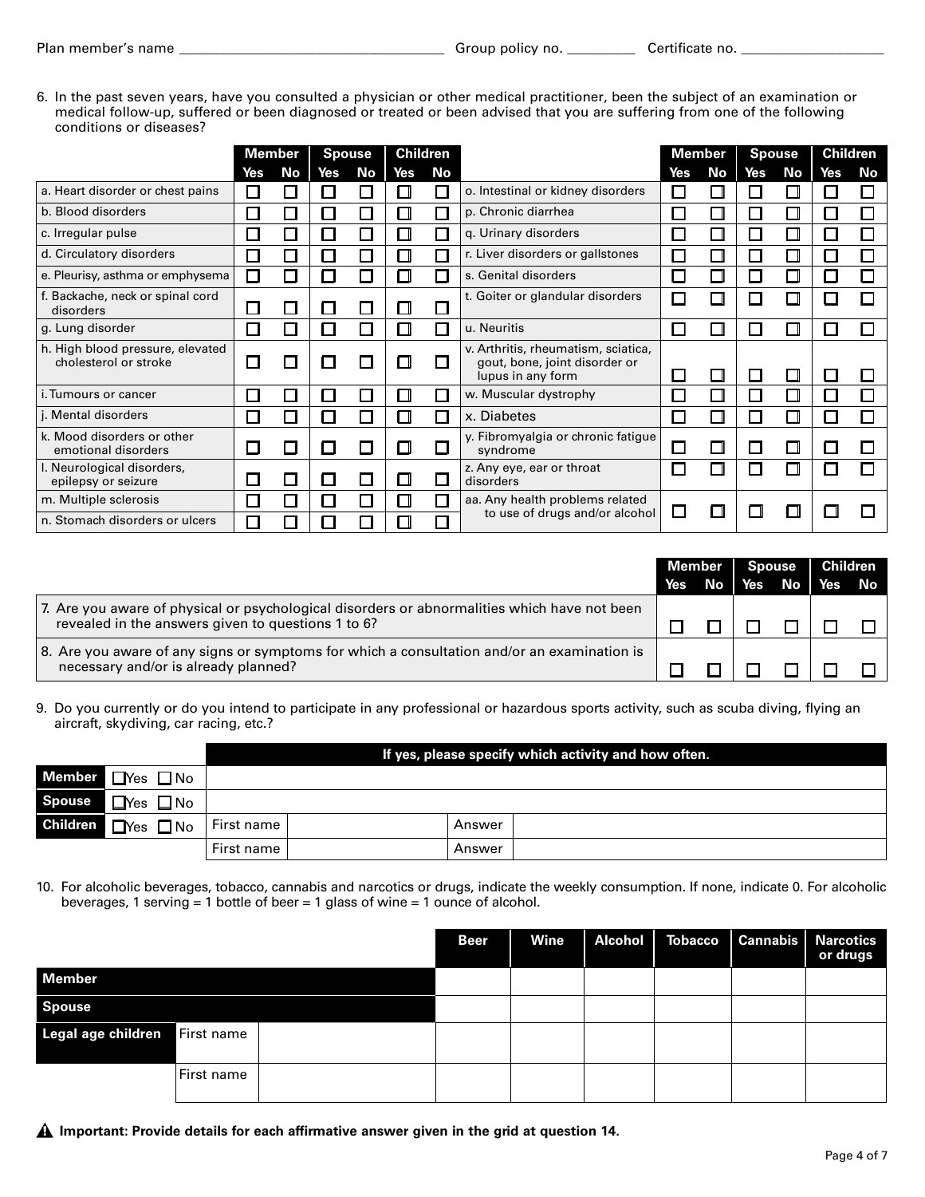Plan member's name ___________________________________ Group policy no. _________ Certificate no. ___________________

6. In the past seven years, have you consulted a physician or other medical practitioner, been the subject of an examination or medical follow-up, suffered or been diagnosed or treated or been advised that you are suffering from one of the following conditions or diseases?

| | Member | | Spouse | | Children | | | Member | | Spouse | | Children | |
|---|---|---|---|---|---|---|---|---|---|---|---|---|---|
| | Yes | No | Yes | No | Yes | No | | Yes | No | Yes | No | Yes | No |
| a. Heart disorder or chest pains | ☐ | ☐ | ☐ | ☐ | ☐ | ☐ | o. Intestinal or kidney disorders | ☐ | ☐ | ☐ | ☐ | ☐ | ☐ |
| b. Blood disorders | ☐ | ☐ | ☐ | ☐ | ☐ | ☐ | p. Chronic diarrhea | ☐ | ☐ | ☐ | ☐ | ☐ | ☐ |
| c. Irregular pulse | ☐ | ☐ | ☐ | ☐ | ☐ | ☐ | q. Urinary disorders | ☐ | ☐ | ☐ | ☐ | ☐ | ☐ |
| d. Circulatory disorders | ☐ | ☐ | ☐ | ☐ | ☐ | ☐ | r. Liver disorders or gallstones | ☐ | ☐ | ☐ | ☐ | ☐ | ☐ |
| e. Pleurisy, asthma or emphysema | ☐ | ☐ | ☐ | ☐ | ☐ | ☐ | s. Genital disorders | ☐ | ☐ | ☐ | ☐ | ☐ | ☐ |
| f. Backache, neck or spinal cord disorders | ☐ | ☐ | ☐ | ☐ | ☐ | ☐ | t. Goiter or glandular disorders | ☐ | ☐ | ☐ | ☐ | ☐ | ☐ |
| g. Lung disorder | ☐ | ☐ | ☐ | ☐ | ☐ | ☐ | u. Neuritis | ☐ | ☐ | ☐ | ☐ | ☐ | ☐ |
| h. High blood pressure, elevated cholesterol or stroke | ☐ | ☐ | ☐ | ☐ | ☐ | ☐ | v. Arthritis, rheumatism, sciatica, gout, bone, joint disorder or lupus in any form | ☐ | ☐ | ☐ | ☐ | ☐ | ☐ |
| i. Tumours or cancer | ☐ | ☐ | ☐ | ☐ | ☐ | ☐ | w. Muscular dystrophy | ☐ | ☐ | ☐ | ☐ | ☐ | ☐ |
| j. Mental disorders | ☐ | ☐ | ☐ | ☐ | ☐ | ☐ | x. Diabetes | ☐ | ☐ | ☐ | ☐ | ☐ | ☐ |
| k. Mood disorders or other emotional disorders | ☐ | ☐ | ☐ | ☐ | ☐ | ☐ | y. Fibromyalgia or chronic fatigue syndrome | ☐ | ☐ | ☐ | ☐ | ☐ | ☐ |
| l. Neurological disorders, epilepsy or seizure | ☐ | ☐ | ☐ | ☐ | ☐ | ☐ | z. Any eye, ear or throat disorders | ☐ | ☐ | ☐ | ☐ | ☐ | ☐ |
| m. Multiple sclerosis | ☐ | ☐ | ☐ | ☐ | ☐ | ☐ | aa. Any health problems related to use of drugs and/or alcohol | ☐ | ☐ | ☐ | ☐ | ☐ | ☐ |
| n. Stomach disorders or ulcers | ☐ | ☐ | ☐ | ☐ | ☐ | ☐ | | | | | | | |

| | Member | | Spouse | | Children | |
|---|---|---|---|---|---|---|
| | Yes | No | Yes | No | Yes | No |
| 7. Are you aware of physical or psychological disorders or abnormalities which have not been revealed in the answers given to questions 1 to 6? | ☐ | ☐ | ☐ | ☐ | ☐ | ☐ |
| 8. Are you aware of any signs or symptoms for which a consultation and/or an examination is necessary and/or is already planned? | ☐ | ☐ | ☐ | ☐ | ☐ | ☐ |

9. Do you currently or do you intend to participate in any professional or hazardous sports activity, such as scuba diving, flying an aircraft, skydiving, car racing, etc.?

| | | If yes, please specify which activity and how often. | | | |
|---|---|---|---|---|---|
| **Member** | ☐ Yes ☐ No | | | | |
| **Spouse** | ☐ Yes ☐ No | | | | |
| **Children** | ☐ Yes ☐ No | First name | | Answer | |
| | | First name | | Answer | |

10. For alcoholic beverages, tobacco, cannabis and narcotics or drugs, indicate the weekly consumption. If none, indicate 0. For alcoholic beverages, 1 serving = 1 bottle of beer = 1 glass of wine = 1 ounce of alcohol.

| | | | Beer | Wine | Alcohol | Tobacco | Cannabis | Narcotics or drugs |
|---|---|---|---|---|---|---|---|---|
| **Member** | | | | | | | | |
| **Spouse** | | | | | | | | |
| **Legal age children** | First name | | | | | | | |
| | First name | | | | | | | |

⚠ **Important: Provide details for each affirmative answer given in the grid at question 14.**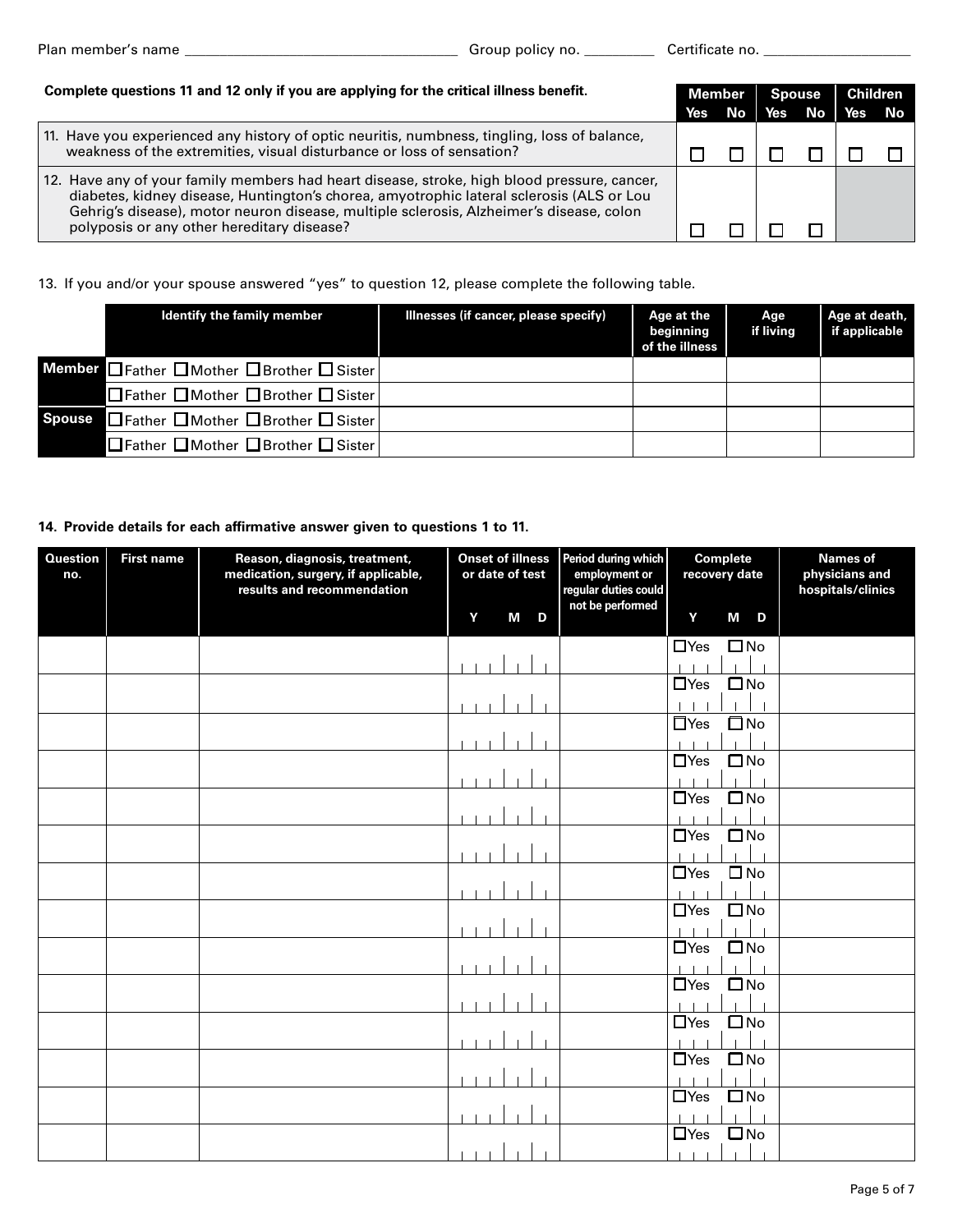Plan member's name ___________________________________ Group policy no. _________ Certificate no. ___________________

**Complete questions 11 and 12 only if you are applying for the critical illness benefit.**

| | Member | | Spouse | | Children | |
|---|---|---|---|---|---|---|
| | Yes | No | Yes | No | Yes | No |
| 11. Have you experienced any history of optic neuritis, numbness, tingling, loss of balance, weakness of the extremities, visual disturbance or loss of sensation? | ☐ | ☐ | ☐ | ☐ | ☐ | ☐ |
| 12. Have any of your family members had heart disease, stroke, high blood pressure, cancer, diabetes, kidney disease, Huntington's chorea, amyotrophic lateral sclerosis (ALS or Lou Gehrig's disease), motor neuron disease, multiple sclerosis, Alzheimer's disease, colon polyposis or any other hereditary disease? | ☐ | ☐ | ☐ | ☐ | | |

13. If you and/or your spouse answered "yes" to question 12, please complete the following table.

| | Identify the family member | Illnesses (if cancer, please specify) | Age at the beginning of the illness | Age if living | Age at death, if applicable |
|---|---|---|---|---|---|
| **Member** | ☐ Father ☐ Mother ☐ Brother ☐ Sister | | | | |
| | ☐ Father ☐ Mother ☐ Brother ☐ Sister | | | | |
| **Spouse** | ☐ Father ☐ Mother ☐ Brother ☐ Sister | | | | |
| | ☐ Father ☐ Mother ☐ Brother ☐ Sister | | | | |

**14. Provide details for each affirmative answer given to questions 1 to 11.**

| Question no. | First name | Reason, diagnosis, treatment, medication, surgery, if applicable, results and recommendation | Onset of illness or date of test (Y M D) | Period during which employment or regular duties could not be performed | Complete recovery date (Y M D) | Names of physicians and hospitals/clinics |
|---|---|---|---|---|---|---|
| | | | | | ☐ Yes ☐ No | |
| | | | | | ☐ Yes ☐ No | |
| | | | | | ☐ Yes ☐ No | |
| | | | | | ☐ Yes ☐ No | |
| | | | | | ☐ Yes ☐ No | |
| | | | | | ☐ Yes ☐ No | |
| | | | | | ☐ Yes ☐ No | |
| | | | | | ☐ Yes ☐ No | |
| | | | | | ☐ Yes ☐ No | |
| | | | | | ☐ Yes ☐ No | |
| | | | | | ☐ Yes ☐ No | |
| | | | | | ☐ Yes ☐ No | |
| | | | | | ☐ Yes ☐ No | |
| | | | | | ☐ Yes ☐ No | |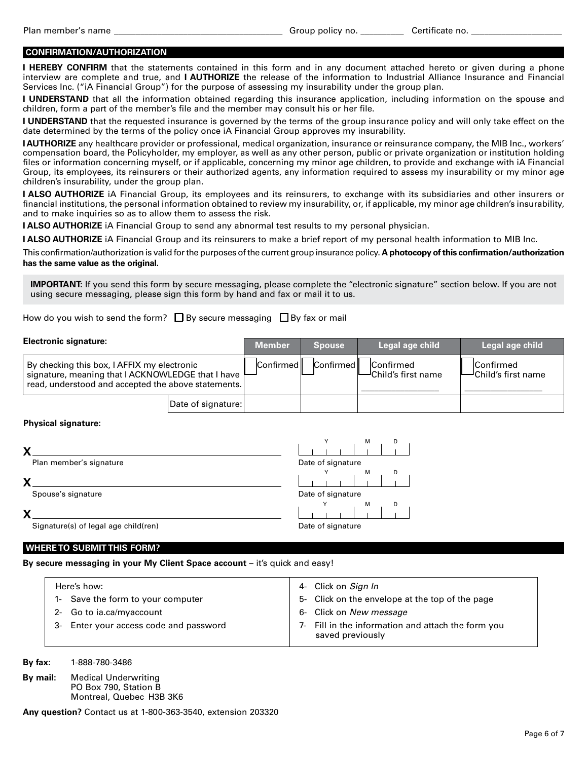Plan member's name ________________________ Group policy no. __________ Certificate no. ____________________

## CONFIRMATION/AUTHORIZATION

**I HEREBY CONFIRM** that the statements contained in this form and in any document attached hereto or given during a phone interview are complete and true, and **I AUTHORIZE** the release of the information to Industrial Alliance Insurance and Financial Services Inc. ("iA Financial Group") for the purpose of assessing my insurability under the group plan.

**I UNDERSTAND** that all the information obtained regarding this insurance application, including information on the spouse and children, form a part of the member's file and the member may consult his or her file.

**I UNDERSTAND** that the requested insurance is governed by the terms of the group insurance policy and will only take effect on the date determined by the terms of the policy once iA Financial Group approves my insurability.

**I AUTHORIZE** any healthcare provider or professional, medical organization, insurance or reinsurance company, the MIB Inc., workers' compensation board, the Policyholder, my employer, as well as any other person, public or private organization or institution holding files or information concerning myself, or if applicable, concerning my minor age children, to provide and exchange with iA Financial Group, its employees, its reinsurers or their authorized agents, any information required to assess my insurability or my minor age children's insurability, under the group plan.

**I ALSO AUTHORIZE** iA Financial Group, its employees and its reinsurers, to exchange with its subsidiaries and other insurers or financial institutions, the personal information obtained to review my insurability, or, if applicable, my minor age children's insurability, and to make inquiries so as to allow them to assess the risk.

**I ALSO AUTHORIZE** iA Financial Group to send any abnormal test results to my personal physician.

**I ALSO AUTHORIZE** iA Financial Group and its reinsurers to make a brief report of my personal health information to MIB Inc.

This confirmation/authorization is valid for the purposes of the current group insurance policy. **A photocopy of this confirmation/authorization has the same value as the original.**

**IMPORTANT:** If you send this form by secure messaging, please complete the "electronic signature" section below. If you are not using secure messaging, please sign this form by hand and fax or mail it to us.

How do you wish to send the form? ☐ By secure messaging ☐ By fax or mail

**Electronic signature:**

| | Member | Spouse | Legal age child | Legal age child |
|---|---|---|---|---|
| By checking this box, I AFFIX my electronic signature, meaning that I ACKNOWLEDGE that I have read, understood and accepted the above statements. | ☐ Confirmed | ☐ Confirmed | ☐ Confirmed Child's first name ____________ | ☐ Confirmed Child's first name ____________ |
| Date of signature: | | | | |

**Physical signature:**

**X** ______________________________________ Date of signature (Y / M / D) ____________

Plan member's signature

**X** ______________________________________ Date of signature (Y / M / D) ____________

Spouse's signature

**X** ______________________________________ Date of signature (Y / M / D) ____________

Signature(s) of legal age child(ren)

## WHERE TO SUBMIT THIS FORM?

**By secure messaging in your My Client Space account** – it's quick and easy!

Here's how:

1- Save the form to your computer
2- Go to ia.ca/myaccount
3- Enter your access code and password
4- Click on *Sign In*
5- Click on the envelope at the top of the page
6- Click on *New message*
7- Fill in the information and attach the form you saved previously

**By fax:** 1-888-780-3486

**By mail:** Medical Underwriting
PO Box 790, Station B
Montreal, Quebec H3B 3K6

**Any question?** Contact us at 1-800-363-3540, extension 203320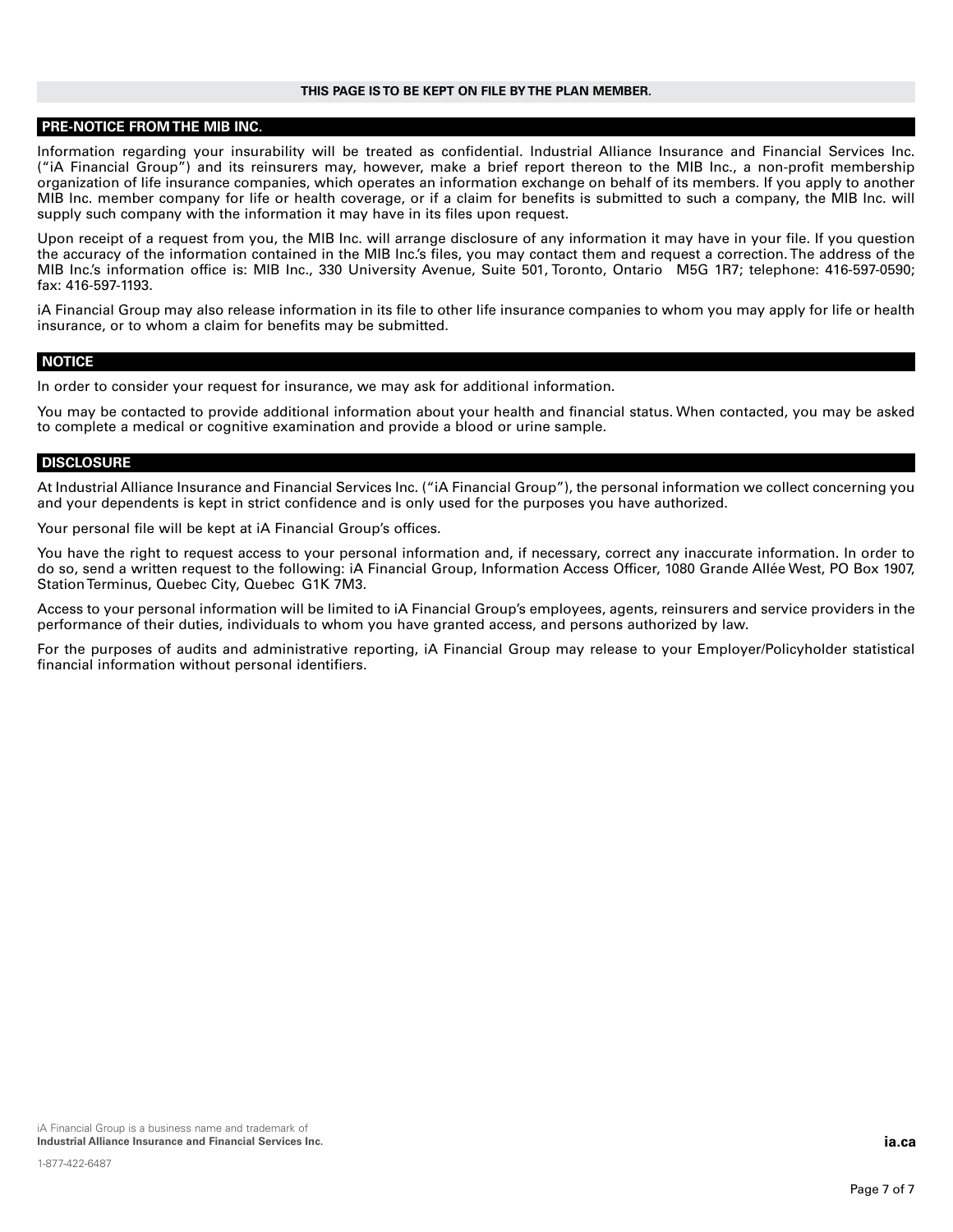**THIS PAGE IS TO BE KEPT ON FILE BY THE PLAN MEMBER.**

## PRE-NOTICE FROM THE MIB INC.

Information regarding your insurability will be treated as confidential. Industrial Alliance Insurance and Financial Services Inc. ("iA Financial Group") and its reinsurers may, however, make a brief report thereon to the MIB Inc., a non-profit membership organization of life insurance companies, which operates an information exchange on behalf of its members. If you apply to another MIB Inc. member company for life or health coverage, or if a claim for benefits is submitted to such a company, the MIB Inc. will supply such company with the information it may have in its files upon request.

Upon receipt of a request from you, the MIB Inc. will arrange disclosure of any information it may have in your file. If you question the accuracy of the information contained in the MIB Inc.'s files, you may contact them and request a correction. The address of the MIB Inc.'s information office is: MIB Inc., 330 University Avenue, Suite 501, Toronto, Ontario M5G 1R7; telephone: 416-597-0590; fax: 416-597-1193.

iA Financial Group may also release information in its file to other life insurance companies to whom you may apply for life or health insurance, or to whom a claim for benefits may be submitted.

## NOTICE

In order to consider your request for insurance, we may ask for additional information.

You may be contacted to provide additional information about your health and financial status. When contacted, you may be asked to complete a medical or cognitive examination and provide a blood or urine sample.

## DISCLOSURE

At Industrial Alliance Insurance and Financial Services Inc. ("iA Financial Group"), the personal information we collect concerning you and your dependents is kept in strict confidence and is only used for the purposes you have authorized.

Your personal file will be kept at iA Financial Group's offices.

You have the right to request access to your personal information and, if necessary, correct any inaccurate information. In order to do so, send a written request to the following: iA Financial Group, Information Access Officer, 1080 Grande Allée West, PO Box 1907, Station Terminus, Quebec City, Quebec G1K 7M3.

Access to your personal information will be limited to iA Financial Group's employees, agents, reinsurers and service providers in the performance of their duties, individuals to whom you have granted access, and persons authorized by law.

For the purposes of audits and administrative reporting, iA Financial Group may release to your Employer/Policyholder statistical financial information without personal identifiers.

iA Financial Group is a business name and trademark of
**Industrial Alliance Insurance and Financial Services Inc.**

**ia.ca**

1-877-422-6487